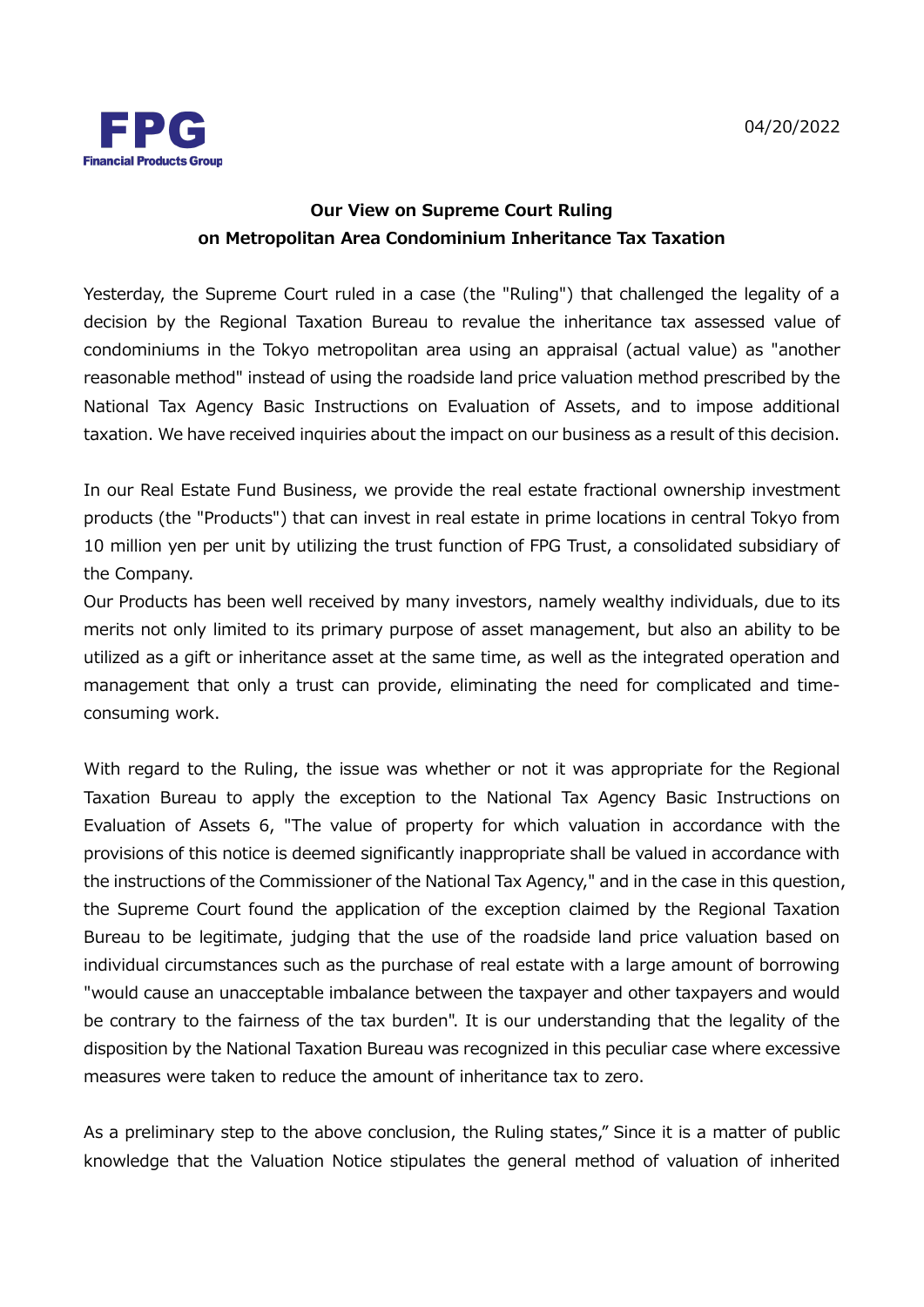FPG
Financial Products Group

04/20/2022

## Our View on Supreme Court Ruling on Metropolitan Area Condominium Inheritance Tax Taxation

Yesterday, the Supreme Court ruled in a case (the "Ruling") that challenged the legality of a decision by the Regional Taxation Bureau to revalue the inheritance tax assessed value of condominiums in the Tokyo metropolitan area using an appraisal (actual value) as "another reasonable method" instead of using the roadside land price valuation method prescribed by the National Tax Agency Basic Instructions on Evaluation of Assets, and to impose additional taxation. We have received inquiries about the impact on our business as a result of this decision.

In our Real Estate Fund Business, we provide the real estate fractional ownership investment products (the "Products") that can invest in real estate in prime locations in central Tokyo from 10 million yen per unit by utilizing the trust function of FPG Trust, a consolidated subsidiary of the Company.
Our Products has been well received by many investors, namely wealthy individuals, due to its merits not only limited to its primary purpose of asset management, but also an ability to be utilized as a gift or inheritance asset at the same time, as well as the integrated operation and management that only a trust can provide, eliminating the need for complicated and time-consuming work.

With regard to the Ruling, the issue was whether or not it was appropriate for the Regional Taxation Bureau to apply the exception to the National Tax Agency Basic Instructions on Evaluation of Assets 6, "The value of property for which valuation in accordance with the provisions of this notice is deemed significantly inappropriate shall be valued in accordance with the instructions of the Commissioner of the National Tax Agency," and in the case in this question, the Supreme Court found the application of the exception claimed by the Regional Taxation Bureau to be legitimate, judging that the use of the roadside land price valuation based on individual circumstances such as the purchase of real estate with a large amount of borrowing "would cause an unacceptable imbalance between the taxpayer and other taxpayers and would be contrary to the fairness of the tax burden". It is our understanding that the legality of the disposition by the National Taxation Bureau was recognized in this peculiar case where excessive measures were taken to reduce the amount of inheritance tax to zero.

As a preliminary step to the above conclusion, the Ruling states," Since it is a matter of public knowledge that the Valuation Notice stipulates the general method of valuation of inherited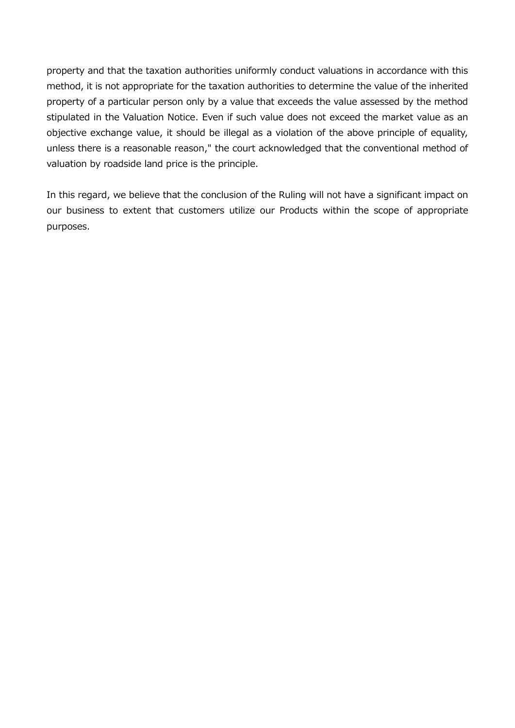property and that the taxation authorities uniformly conduct valuations in accordance with this method, it is not appropriate for the taxation authorities to determine the value of the inherited property of a particular person only by a value that exceeds the value assessed by the method stipulated in the Valuation Notice. Even if such value does not exceed the market value as an objective exchange value, it should be illegal as a violation of the above principle of equality, unless there is a reasonable reason," the court acknowledged that the conventional method of valuation by roadside land price is the principle.

In this regard, we believe that the conclusion of the Ruling will not have a significant impact on our business to extent that customers utilize our Products within the scope of appropriate purposes.